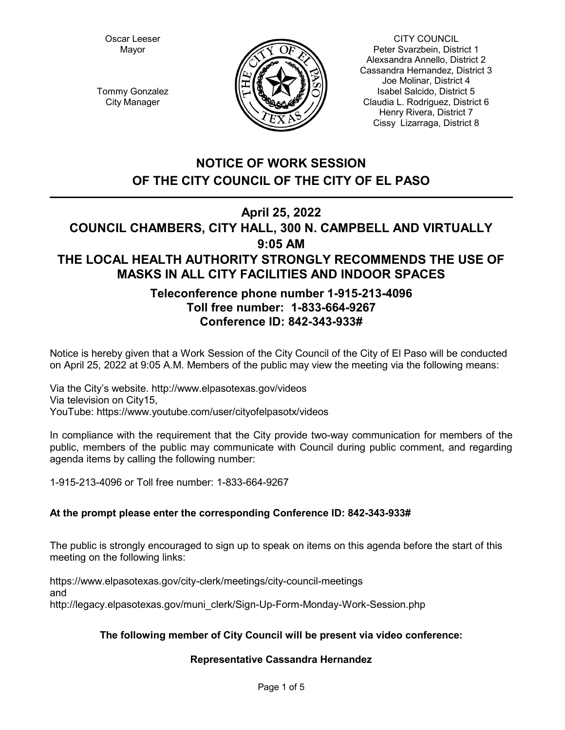Oscar Leeser
Mayor

Tommy Gonzalez
City Manager

CITY COUNCIL
Peter Svarzbein, District 1
Alexsandra Annello, District 2
Cassandra Hernandez, District 3
Joe Molinar, District 4
Isabel Salcido, District 5
Claudia L. Rodriguez, District 6
Henry Rivera, District 7
Cissy Lizarraga, District 8

# NOTICE OF WORK SESSION OF THE CITY COUNCIL OF THE CITY OF EL PASO

## April 25, 2022
## COUNCIL CHAMBERS, CITY HALL, 300 N. CAMPBELL AND VIRTUALLY
## 9:05 AM
## THE LOCAL HEALTH AUTHORITY STRONGLY RECOMMENDS THE USE OF MASKS IN ALL CITY FACILITIES AND INDOOR SPACES

### Teleconference phone number 1-915-213-4096
### Toll free number: 1-833-664-9267
### Conference ID: 842-343-933#

Notice is hereby given that a Work Session of the City Council of the City of El Paso will be conducted on April 25, 2022 at 9:05 A.M. Members of the public may view the meeting via the following means:

Via the City's website. http://www.elpasotexas.gov/videos
Via television on City15,
YouTube: https://www.youtube.com/user/cityofelpasotx/videos

In compliance with the requirement that the City provide two-way communication for members of the public, members of the public may communicate with Council during public comment, and regarding agenda items by calling the following number:

1-915-213-4096 or Toll free number: 1-833-664-9267

**At the prompt please enter the corresponding Conference ID: 842-343-933#**

The public is strongly encouraged to sign up to speak on items on this agenda before the start of this meeting on the following links:

https://www.elpasotexas.gov/city-clerk/meetings/city-council-meetings
and
http://legacy.elpasotexas.gov/muni_clerk/Sign-Up-Form-Monday-Work-Session.php

**The following member of City Council will be present via video conference:**

**Representative Cassandra Hernandez**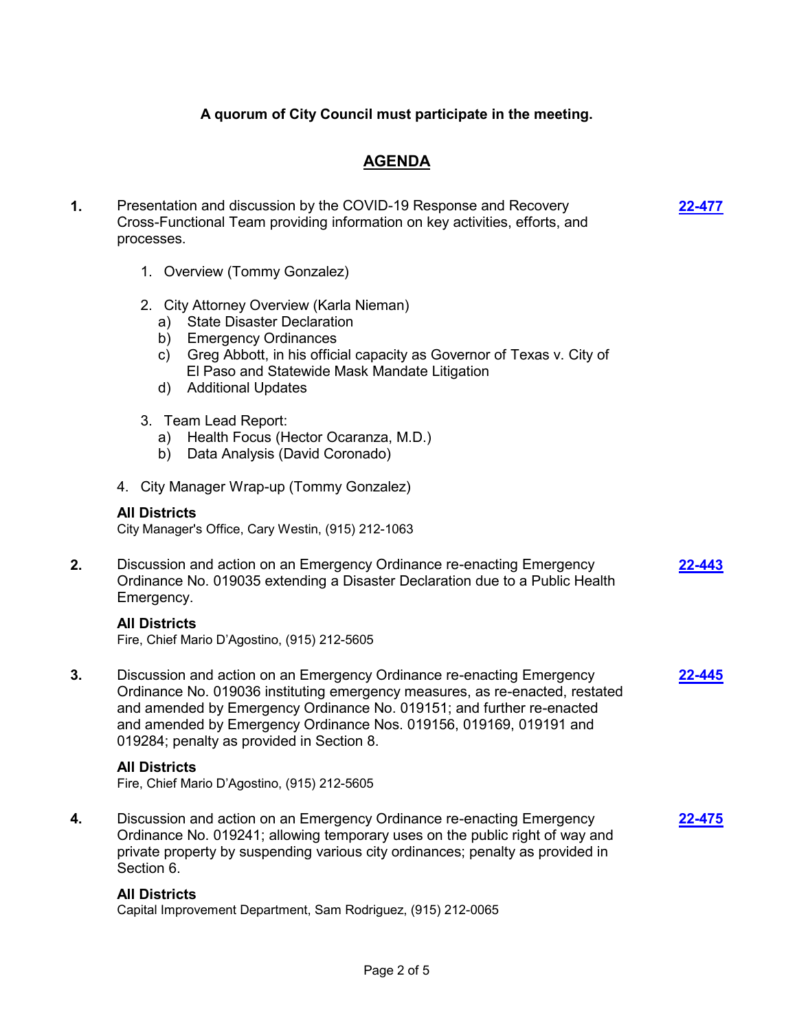**A quorum of City Council must participate in the meeting.**

## AGENDA

**1.** Presentation and discussion by the COVID-19 Response and Recovery Cross-Functional Team providing information on key activities, efforts, and processes. **22-477**

1. Overview (Tommy Gonzalez)

2. City Attorney Overview (Karla Nieman)
   a) State Disaster Declaration
   b) Emergency Ordinances
   c) Greg Abbott, in his official capacity as Governor of Texas v. City of El Paso and Statewide Mask Mandate Litigation
   d) Additional Updates

3. Team Lead Report:
   a) Health Focus (Hector Ocaranza, M.D.)
   b) Data Analysis (David Coronado)

4. City Manager Wrap-up (Tommy Gonzalez)

**All Districts**
City Manager's Office, Cary Westin, (915) 212-1063

**2.** Discussion and action on an Emergency Ordinance re-enacting Emergency Ordinance No. 019035 extending a Disaster Declaration due to a Public Health Emergency. **22-443**

**All Districts**
Fire, Chief Mario D'Agostino, (915) 212-5605

**3.** Discussion and action on an Emergency Ordinance re-enacting Emergency Ordinance No. 019036 instituting emergency measures, as re-enacted, restated and amended by Emergency Ordinance No. 019151; and further re-enacted and amended by Emergency Ordinance Nos. 019156, 019169, 019191 and 019284; penalty as provided in Section 8. **22-445**

**All Districts**
Fire, Chief Mario D'Agostino, (915) 212-5605

**4.** Discussion and action on an Emergency Ordinance re-enacting Emergency Ordinance No. 019241; allowing temporary uses on the public right of way and private property by suspending various city ordinances; penalty as provided in Section 6. **22-475**

**All Districts**
Capital Improvement Department, Sam Rodriguez, (915) 212-0065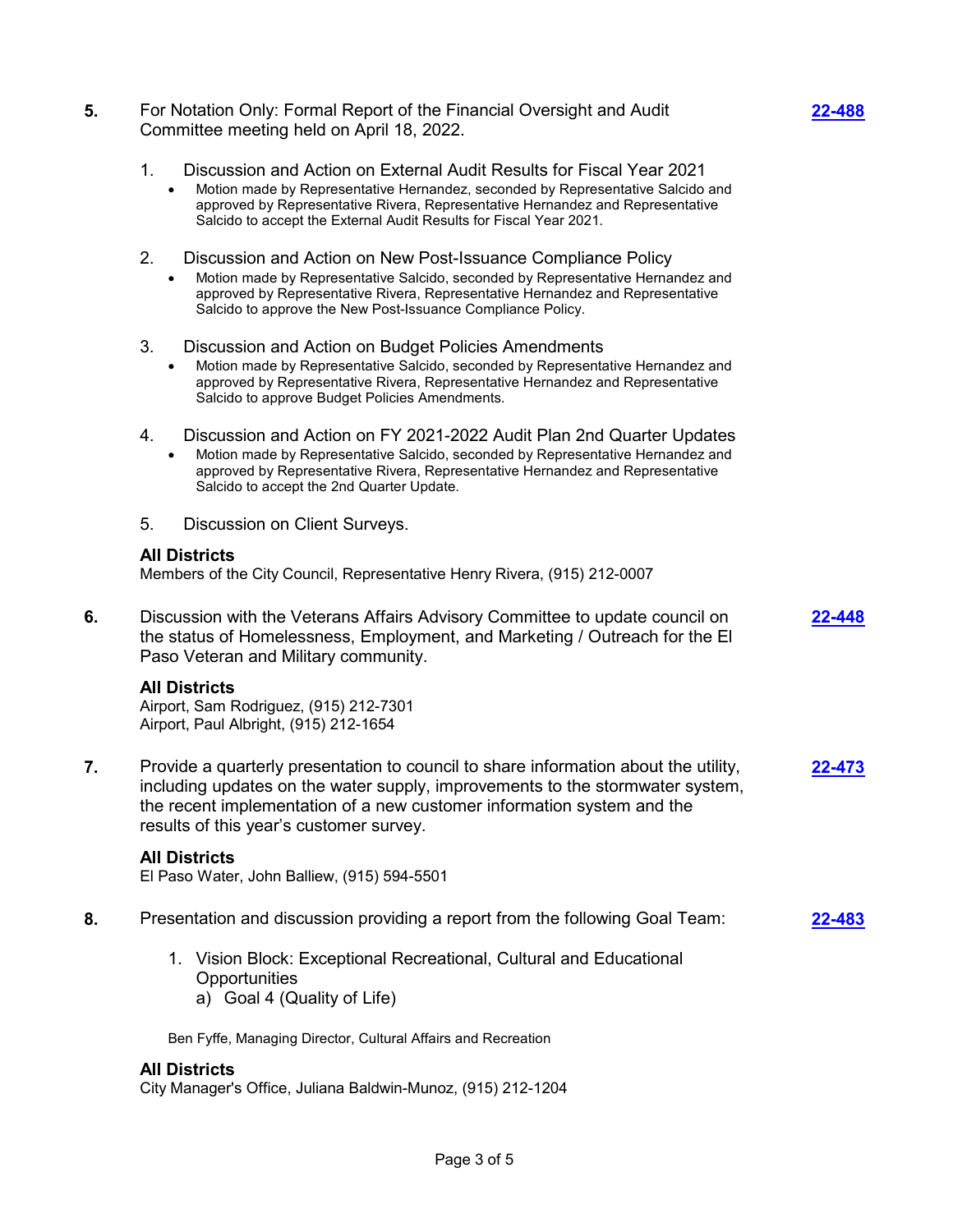**5.** For Notation Only: Formal Report of the Financial Oversight and Audit Committee meeting held on April 18, 2022. **22-488**

1. Discussion and Action on External Audit Results for Fiscal Year 2021
   - Motion made by Representative Hernandez, seconded by Representative Salcido and approved by Representative Rivera, Representative Hernandez and Representative Salcido to accept the External Audit Results for Fiscal Year 2021.

2. Discussion and Action on New Post-Issuance Compliance Policy
   - Motion made by Representative Salcido, seconded by Representative Hernandez and approved by Representative Rivera, Representative Hernandez and Representative Salcido to approve the New Post-Issuance Compliance Policy.

3. Discussion and Action on Budget Policies Amendments
   - Motion made by Representative Salcido, seconded by Representative Hernandez and approved by Representative Rivera, Representative Hernandez and Representative Salcido to approve Budget Policies Amendments.

4. Discussion and Action on FY 2021-2022 Audit Plan 2nd Quarter Updates
   - Motion made by Representative Salcido, seconded by Representative Hernandez and approved by Representative Rivera, Representative Hernandez and Representative Salcido to accept the 2nd Quarter Update.

5. Discussion on Client Surveys.

**All Districts**
Members of the City Council, Representative Henry Rivera, (915) 212-0007

**6.** Discussion with the Veterans Affairs Advisory Committee to update council on the status of Homelessness, Employment, and Marketing / Outreach for the El Paso Veteran and Military community. **22-448**

**All Districts**
Airport, Sam Rodriguez, (915) 212-7301
Airport, Paul Albright, (915) 212-1654

**7.** Provide a quarterly presentation to council to share information about the utility, including updates on the water supply, improvements to the stormwater system, the recent implementation of a new customer information system and the results of this year's customer survey. **22-473**

**All Districts**
El Paso Water, John Balliew, (915) 594-5501

**8.** Presentation and discussion providing a report from the following Goal Team: **22-483**

1. Vision Block: Exceptional Recreational, Cultural and Educational Opportunities
   a) Goal 4 (Quality of Life)

Ben Fyffe, Managing Director, Cultural Affairs and Recreation

**All Districts**
City Manager's Office, Juliana Baldwin-Munoz, (915) 212-1204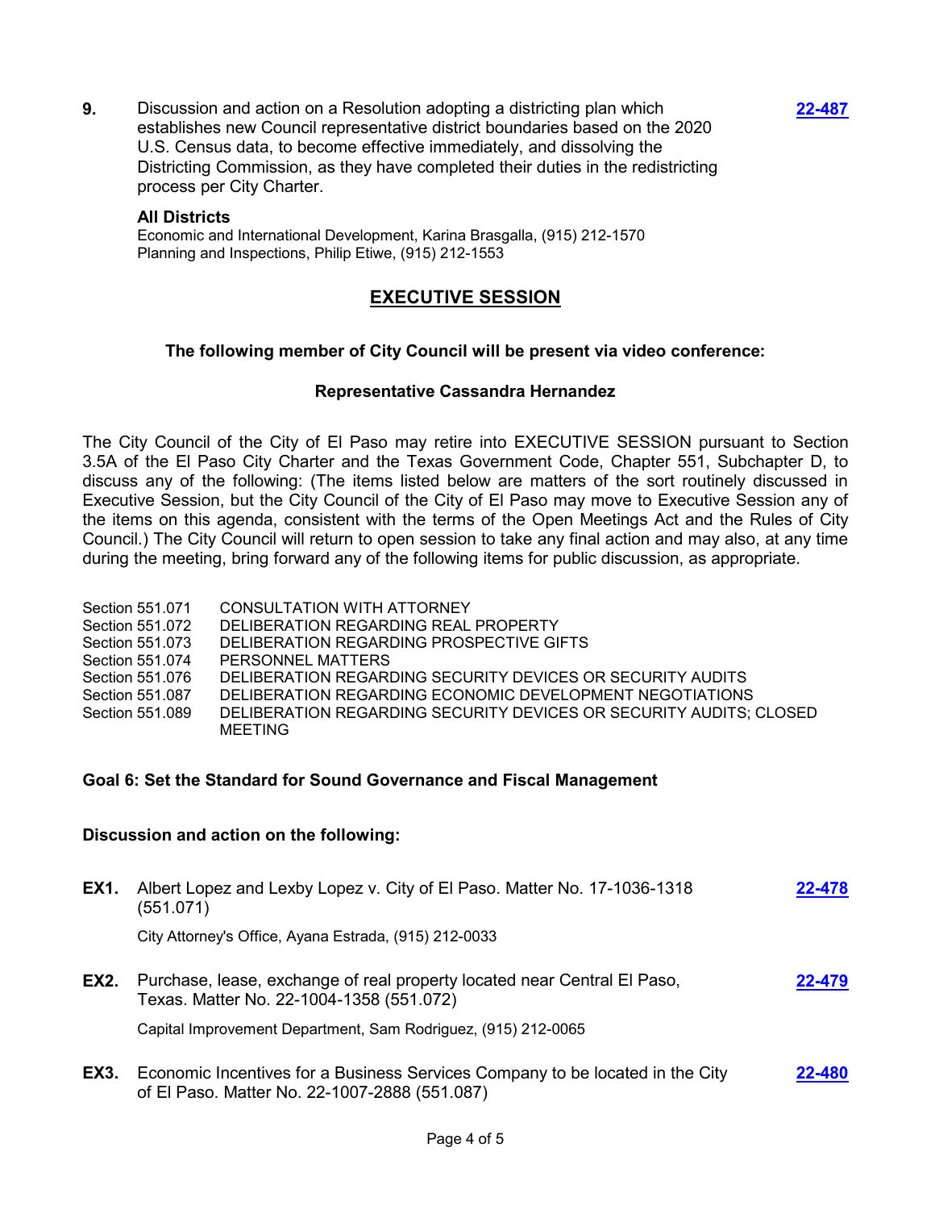**9.** Discussion and action on a Resolution adopting a districting plan which establishes new Council representative district boundaries based on the 2020 U.S. Census data, to become effective immediately, and dissolving the Districting Commission, as they have completed their duties in the redistricting process per City Charter. **22-487**

**All Districts**

Economic and International Development, Karina Brasgalla, (915) 212-1570
Planning and Inspections, Philip Etiwe, (915) 212-1553

## EXECUTIVE SESSION

**The following member of City Council will be present via video conference:**

**Representative Cassandra Hernandez**

The City Council of the City of El Paso may retire into EXECUTIVE SESSION pursuant to Section 3.5A of the El Paso City Charter and the Texas Government Code, Chapter 551, Subchapter D, to discuss any of the following: (The items listed below are matters of the sort routinely discussed in Executive Session, but the City Council of the City of El Paso may move to Executive Session any of the items on this agenda, consistent with the terms of the Open Meetings Act and the Rules of City Council.) The City Council will return to open session to take any final action and may also, at any time during the meeting, bring forward any of the following items for public discussion, as appropriate.

| | |
|---|---|
| Section 551.071 | CONSULTATION WITH ATTORNEY |
| Section 551.072 | DELIBERATION REGARDING REAL PROPERTY |
| Section 551.073 | DELIBERATION REGARDING PROSPECTIVE GIFTS |
| Section 551.074 | PERSONNEL MATTERS |
| Section 551.076 | DELIBERATION REGARDING SECURITY DEVICES OR SECURITY AUDITS |
| Section 551.087 | DELIBERATION REGARDING ECONOMIC DEVELOPMENT NEGOTIATIONS |
| Section 551.089 | DELIBERATION REGARDING SECURITY DEVICES OR SECURITY AUDITS; CLOSED MEETING |

**Goal 6: Set the Standard for Sound Governance and Fiscal Management**

**Discussion and action on the following:**

**EX1.** Albert Lopez and Lexby Lopez v. City of El Paso. Matter No. 17-1036-1318 (551.071) **22-478**

City Attorney's Office, Ayana Estrada, (915) 212-0033

**EX2.** Purchase, lease, exchange of real property located near Central El Paso, Texas. Matter No. 22-1004-1358 (551.072) **22-479**

Capital Improvement Department, Sam Rodriguez, (915) 212-0065

**EX3.** Economic Incentives for a Business Services Company to be located in the City of El Paso. Matter No. 22-1007-2888 (551.087) **22-480**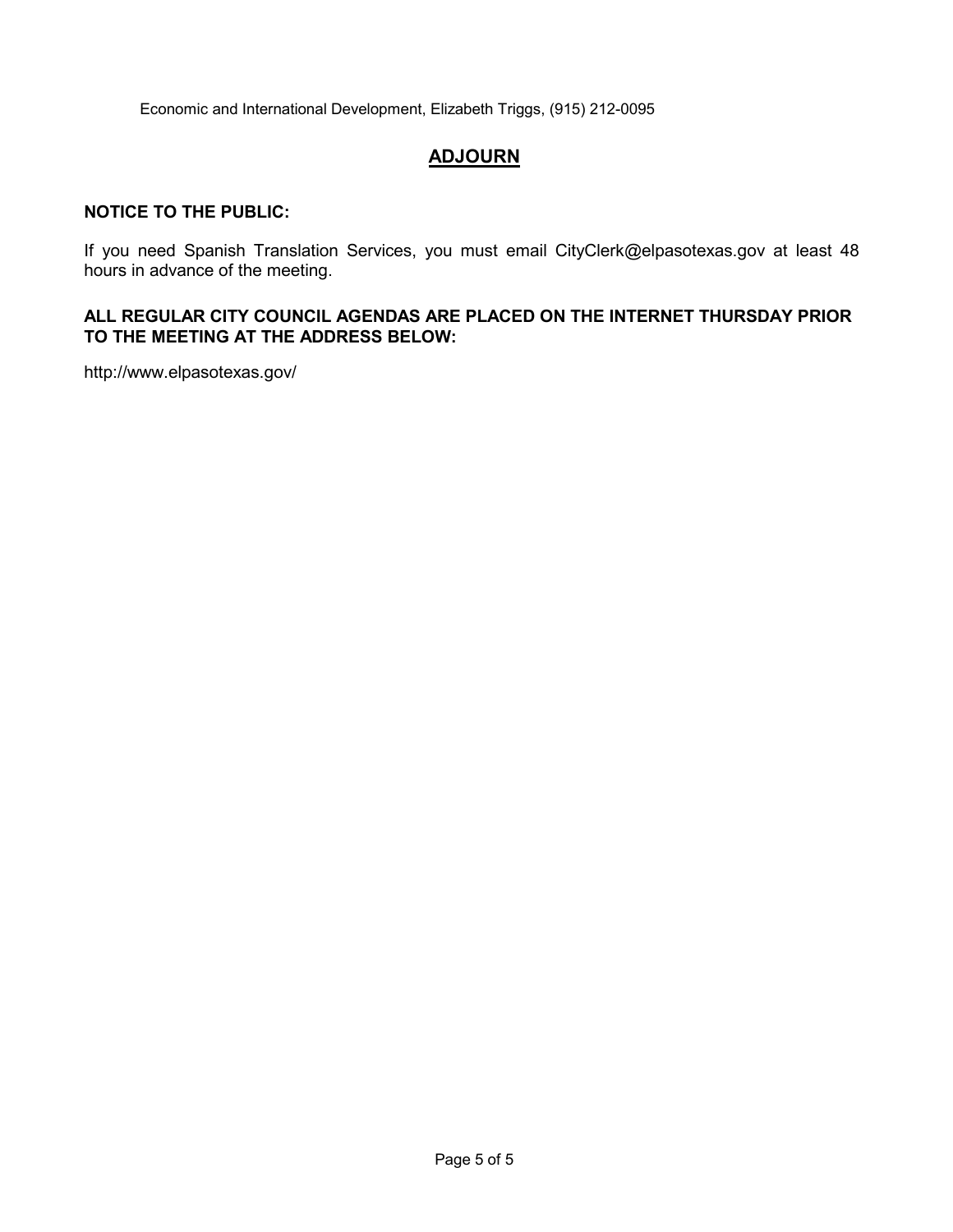Economic and International Development, Elizabeth Triggs, (915) 212-0095

## ADJOURN

**NOTICE TO THE PUBLIC:**

If you need Spanish Translation Services, you must email CityClerk@elpasotexas.gov at least 48 hours in advance of the meeting.

**ALL REGULAR CITY COUNCIL AGENDAS ARE PLACED ON THE INTERNET THURSDAY PRIOR TO THE MEETING AT THE ADDRESS BELOW:**

http://www.elpasotexas.gov/